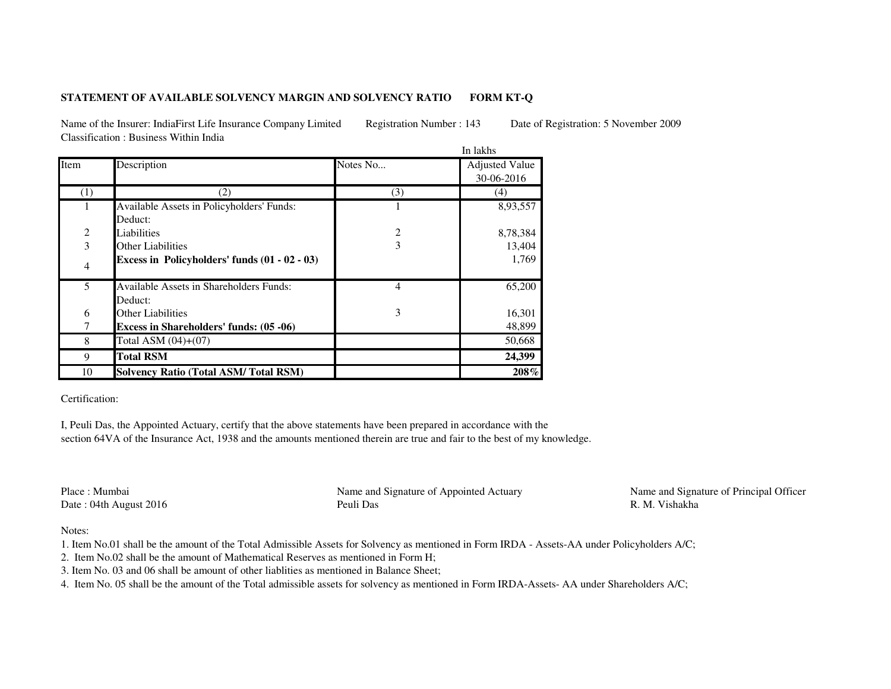**STATEMENT OF AVAILABLE SOLVENCY MARGIN AND SOLVENCY RATIO FORM KT-Q**

Name of the Insurer: IndiaFirst Life Insurance Company Limited    Registration Number : 143    Date of Registration: 5 November 2009

Classification : Business Within India

In lakhs

| Item | Description | Notes No... | Adjusted Value 30-06-2016 |
|---|---|---|---|
| (1) | (2) | (3) | (4) |
| 1 | Available Assets in Policyholders' Funds: | 1 | 8,93,557 |
| | Deduct: | | |
| 2 | Liabilities | 2 | 8,78,384 |
| 3 | Other Liabilities | 3 | 13,404 |
| 4 | **Excess in Policyholders' funds (01 - 02 - 03)** | | 1,769 |
| 5 | Available Assets in Shareholders Funds: | 4 | 65,200 |
| | Deduct: | | |
| 6 | Other Liabilities | 3 | 16,301 |
| 7 | **Excess in Shareholders' funds: (05 -06)** | | 48,899 |
| 8 | Total ASM (04)+(07) | | 50,668 |
| 9 | **Total RSM** | | **24,399** |
| 10 | **Solvency Ratio (Total ASM/ Total RSM)** | | **208%** |

Certification:

I, Peuli Das, the Appointed Actuary, certify that the above statements have been prepared in accordance with the section 64VA of the Insurance Act, 1938 and the amounts mentioned therein are true and fair to the best of my knowledge.

Place : Mumbai
Date : 04th August 2016

Name and Signature of Appointed Actuary
Peuli Das

Name and Signature of Principal Officer
R. M. Vishakha

Notes:

1. Item No.01 shall be the amount of the Total Admissible Assets for Solvency as mentioned in Form IRDA - Assets-AA under Policyholders A/C;
2. Item No.02 shall be the amount of Mathematical Reserves as mentioned in Form H;
3. Item No. 03 and 06 shall be amount of other liablities as mentioned in Balance Sheet;
4. Item No. 05 shall be the amount of the Total admissible assets for solvency as mentioned in Form IRDA-Assets- AA under Shareholders A/C;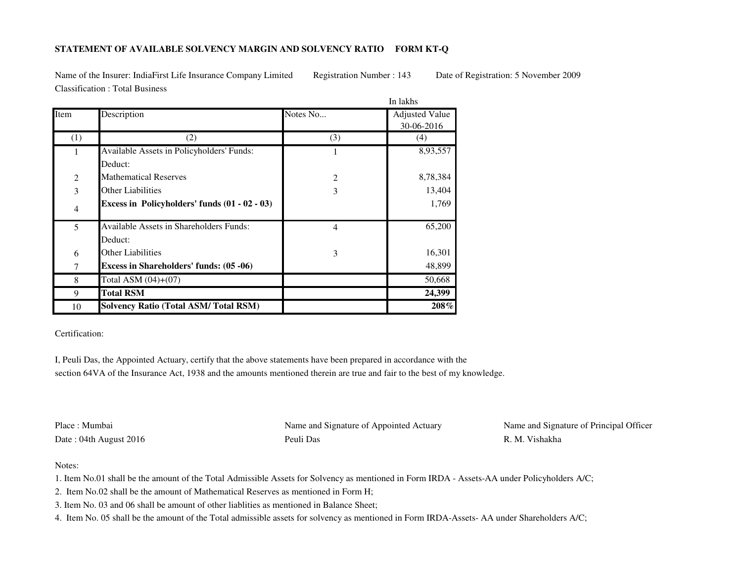**STATEMENT OF AVAILABLE SOLVENCY MARGIN AND SOLVENCY RATIO FORM KT-Q**

Name of the Insurer: IndiaFirst Life Insurance Company Limited Registration Number : 143 Date of Registration: 5 November 2009

Classification : Total Business

In lakhs

| Item | Description | Notes No... | Adjusted Value 30-06-2016 |
|---|---|---|---|
| (1) | (2) | (3) | (4) |
| 1 | Available Assets in Policyholders' Funds: | 1 | 8,93,557 |
| | Deduct: | | |
| 2 | Mathematical Reserves | 2 | 8,78,384 |
| 3 | Other Liabilities | 3 | 13,404 |
| 4 | **Excess in Policyholders' funds (01 - 02 - 03)** | | 1,769 |
| 5 | Available Assets in Shareholders Funds: | 4 | 65,200 |
| | Deduct: | | |
| 6 | Other Liabilities | 3 | 16,301 |
| 7 | **Excess in Shareholders' funds: (05 -06)** | | 48,899 |
| 8 | Total ASM (04)+(07) | | 50,668 |
| 9 | **Total RSM** | | **24,399** |
| 10 | **Solvency Ratio (Total ASM/ Total RSM)** | | **208%** |

Certification:

I, Peuli Das, the Appointed Actuary, certify that the above statements have been prepared in accordance with the section 64VA of the Insurance Act, 1938 and the amounts mentioned therein are true and fair to the best of my knowledge.

Place : Mumbai

Date : 04th August 2016

Name and Signature of Appointed Actuary

Peuli Das

Name and Signature of Principal Officer

R. M. Vishakha

Notes:

1. Item No.01 shall be the amount of the Total Admissible Assets for Solvency as mentioned in Form IRDA - Assets-AA under Policyholders A/C;
2. Item No.02 shall be the amount of Mathematical Reserves as mentioned in Form H;
3. Item No. 03 and 06 shall be amount of other liablities as mentioned in Balance Sheet;
4. Item No. 05 shall be the amount of the Total admissible assets for solvency as mentioned in Form IRDA-Assets- AA under Shareholders A/C;